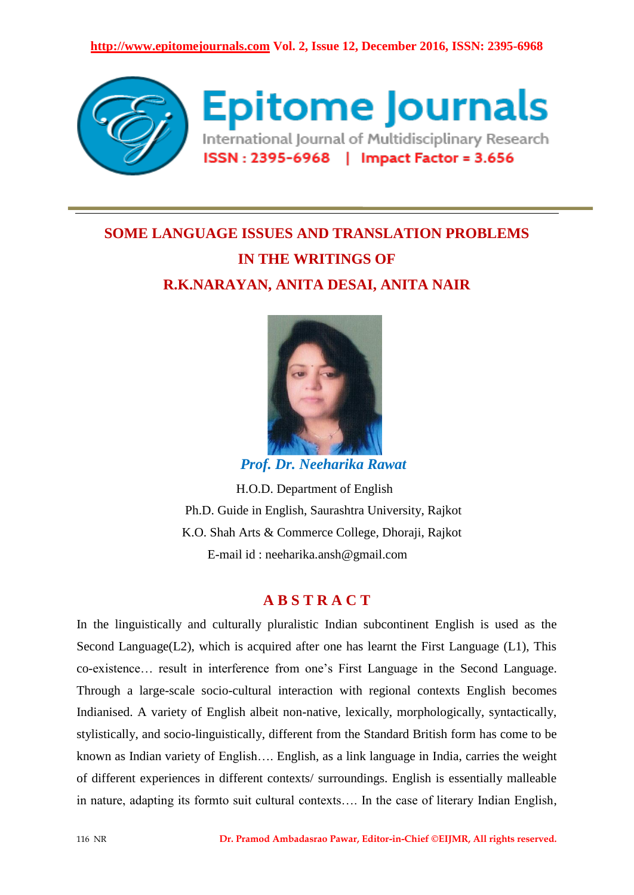# SOME LANGUAGE ISSUES AND TRANSLATION PROBLEMS IN THE WRITINGS OF R.K.NARAYAN, ANITA DESAI, ANITA NAIR

***Prof. Dr. Neeharika Rawat***

H.O.D. Department of English

Ph.D. Guide in English, Saurashtra University, Rajkot

K.O. Shah Arts & Commerce College, Dhoraji, Rajkot

E-mail id : neeharika.ansh@gmail.com

## A B S T R A C T

In the linguistically and culturally pluralistic Indian subcontinent English is used as the Second Language(L2), which is acquired after one has learnt the First Language (L1), This co-existence… result in interference from one's First Language in the Second Language. Through a large-scale socio-cultural interaction with regional contexts English becomes Indianised. A variety of English albeit non-native, lexically, morphologically, syntactically, stylistically, and socio-linguistically, different from the Standard British form has come to be known as Indian variety of English…. English, as a link language in India, carries the weight of different experiences in different contexts/ surroundings. English is essentially malleable in nature, adapting its formto suit cultural contexts…. In the case of literary Indian English,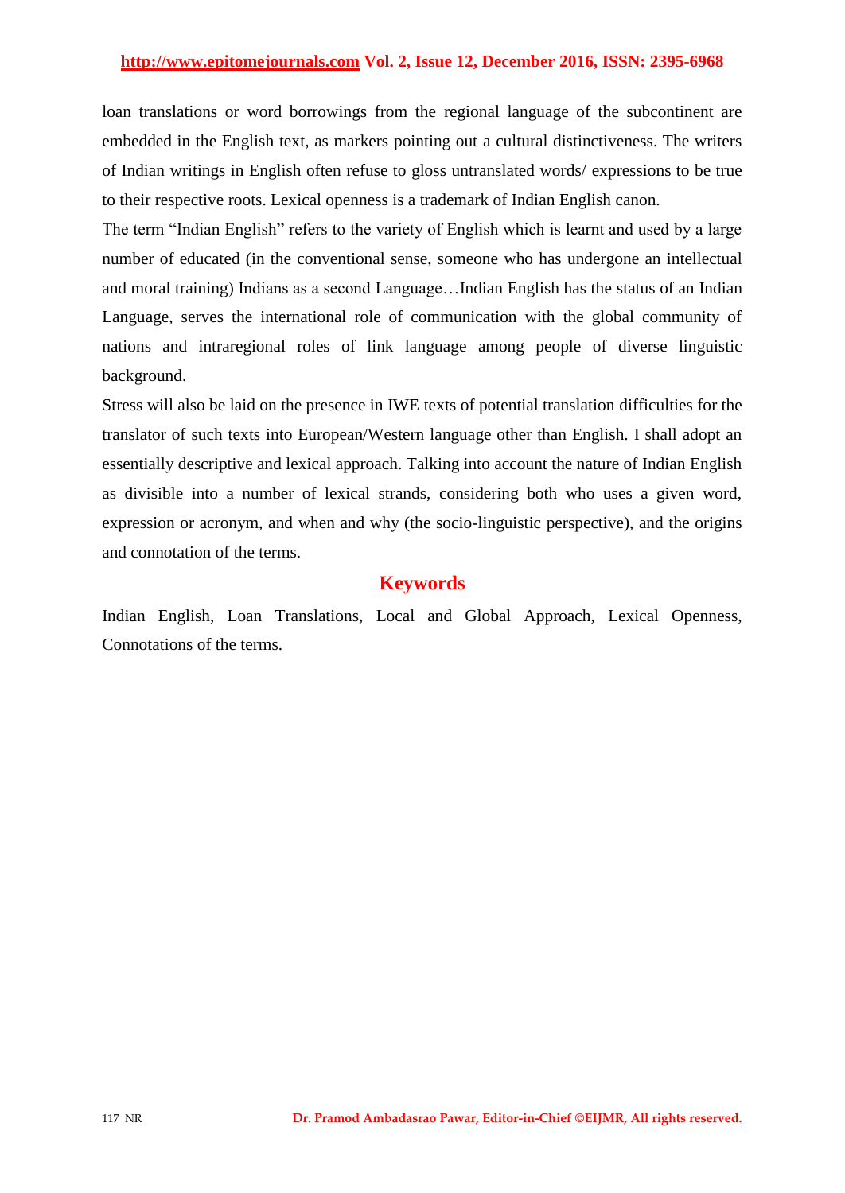loan translations or word borrowings from the regional language of the subcontinent are embedded in the English text, as markers pointing out a cultural distinctiveness. The writers of Indian writings in English often refuse to gloss untranslated words/ expressions to be true to their respective roots. Lexical openness is a trademark of Indian English canon.

The term "Indian English" refers to the variety of English which is learnt and used by a large number of educated (in the conventional sense, someone who has undergone an intellectual and moral training) Indians as a second Language…Indian English has the status of an Indian Language, serves the international role of communication with the global community of nations and intraregional roles of link language among people of diverse linguistic background.

Stress will also be laid on the presence in IWE texts of potential translation difficulties for the translator of such texts into European/Western language other than English. I shall adopt an essentially descriptive and lexical approach. Talking into account the nature of Indian English as divisible into a number of lexical strands, considering both who uses a given word, expression or acronym, and when and why (the socio-linguistic perspective), and the origins and connotation of the terms.

## Keywords

Indian English, Loan Translations, Local and Global Approach, Lexical Openness, Connotations of the terms.